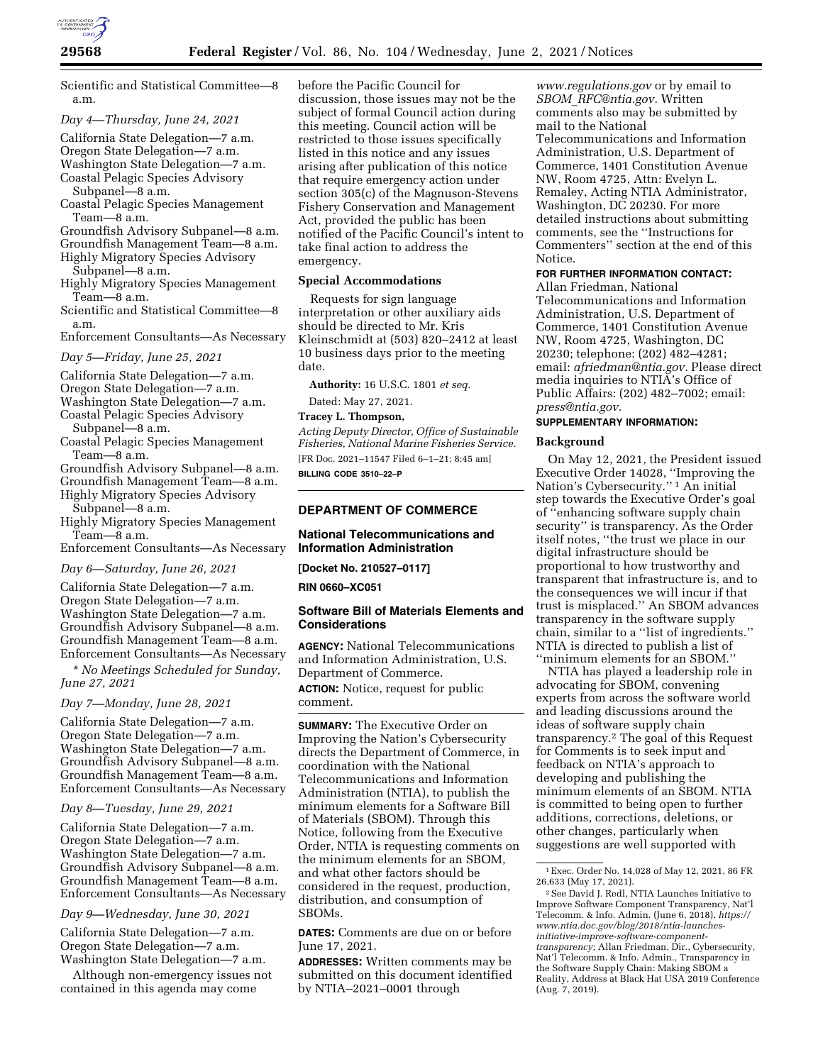Scientific and Statistical Committee—8 a.m.

*Day 4—Thursday, June 24, 2021*

California State Delegation—7 a.m.
Oregon State Delegation—7 a.m.
Washington State Delegation—7 a.m.
Coastal Pelagic Species Advisory Subpanel—8 a.m.
Coastal Pelagic Species Management Team—8 a.m.
Groundfish Advisory Subpanel—8 a.m.
Groundfish Management Team—8 a.m.
Highly Migratory Species Advisory Subpanel—8 a.m.
Highly Migratory Species Management Team—8 a.m.
Scientific and Statistical Committee—8 a.m.
Enforcement Consultants—As Necessary

*Day 5—Friday, June 25, 2021*

California State Delegation—7 a.m.
Oregon State Delegation—7 a.m.
Washington State Delegation—7 a.m.
Coastal Pelagic Species Advisory Subpanel—8 a.m.
Coastal Pelagic Species Management Team—8 a.m.
Groundfish Advisory Subpanel—8 a.m.
Groundfish Management Team—8 a.m.
Highly Migratory Species Advisory Subpanel—8 a.m.
Highly Migratory Species Management Team—8 a.m.
Enforcement Consultants—As Necessary

*Day 6—Saturday, June 26, 2021*

California State Delegation—7 a.m.
Oregon State Delegation—7 a.m.
Washington State Delegation—7 a.m.
Groundfish Advisory Subpanel—8 a.m.
Groundfish Management Team—8 a.m.
Enforcement Consultants—As Necessary

* *No Meetings Scheduled for Sunday, June 27, 2021*

*Day 7—Monday, June 28, 2021*

California State Delegation—7 a.m.
Oregon State Delegation—7 a.m.
Washington State Delegation—7 a.m.
Groundfish Advisory Subpanel—8 a.m.
Groundfish Management Team—8 a.m.
Enforcement Consultants—As Necessary

*Day 8—Tuesday, June 29, 2021*

California State Delegation—7 a.m.
Oregon State Delegation—7 a.m.
Washington State Delegation—7 a.m.
Groundfish Advisory Subpanel—8 a.m.
Groundfish Management Team—8 a.m.
Enforcement Consultants—As Necessary

*Day 9—Wednesday, June 30, 2021*

California State Delegation—7 a.m.
Oregon State Delegation—7 a.m.
Washington State Delegation—7 a.m.

Although non-emergency issues not contained in this agenda may come before the Pacific Council for discussion, those issues may not be the subject of formal Council action during this meeting. Council action will be restricted to those issues specifically listed in this notice and any issues arising after publication of this notice that require emergency action under section 305(c) of the Magnuson-Stevens Fishery Conservation and Management Act, provided the public has been notified of the Pacific Council's intent to take final action to address the emergency.

### Special Accommodations

Requests for sign language interpretation or other auxiliary aids should be directed to Mr. Kris Kleinschmidt at (503) 820–2412 at least 10 business days prior to the meeting date.

**Authority:** 16 U.S.C. 1801 *et seq.*

Dated: May 27, 2021.

**Tracey L. Thompson,**

*Acting Deputy Director, Office of Sustainable Fisheries, National Marine Fisheries Service.*

[FR Doc. 2021–11547 Filed 6–1–21; 8:45 am]

**BILLING CODE 3510–22–P**

## DEPARTMENT OF COMMERCE

### National Telecommunications and Information Administration

**[Docket No. 210527–0117]**

**RIN 0660–XC051**

### Software Bill of Materials Elements and Considerations

**AGENCY:** National Telecommunications and Information Administration, U.S. Department of Commerce.

**ACTION:** Notice, request for public comment.

**SUMMARY:** The Executive Order on Improving the Nation's Cybersecurity directs the Department of Commerce, in coordination with the National Telecommunications and Information Administration (NTIA), to publish the minimum elements for a Software Bill of Materials (SBOM). Through this Notice, following from the Executive Order, NTIA is requesting comments on the minimum elements for an SBOM, and what other factors should be considered in the request, production, distribution, and consumption of SBOMs.

**DATES:** Comments are due on or before June 17, 2021.

**ADDRESSES:** Written comments may be submitted on this document identified by NTIA–2021–0001 through *www.regulations.gov* or by email to *SBOM_RFC@ntia.gov.* Written comments also may be submitted by mail to the National Telecommunications and Information Administration, U.S. Department of Commerce, 1401 Constitution Avenue NW, Room 4725, Attn: Evelyn L. Remaley, Acting NTIA Administrator, Washington, DC 20230. For more detailed instructions about submitting comments, see the "Instructions for Commenters" section at the end of this Notice.

**FOR FURTHER INFORMATION CONTACT:** Allan Friedman, National Telecommunications and Information Administration, U.S. Department of Commerce, 1401 Constitution Avenue NW, Room 4725, Washington, DC 20230; telephone: (202) 482–4281; email: *afriedman@ntia.gov.* Please direct media inquiries to NTIA's Office of Public Affairs: (202) 482–7002; email: *press@ntia.gov.*

**SUPPLEMENTARY INFORMATION:**

### Background

On May 12, 2021, the President issued Executive Order 14028, "Improving the Nation's Cybersecurity." [1] An initial step towards the Executive Order's goal of "enhancing software supply chain security" is transparency. As the Order itself notes, "the trust we place in our digital infrastructure should be proportional to how trustworthy and transparent that infrastructure is, and to the consequences we will incur if that trust is misplaced." An SBOM advances transparency in the software supply chain, similar to a "list of ingredients." NTIA is directed to publish a list of "minimum elements for an SBOM."

NTIA has played a leadership role in advocating for SBOM, convening experts from across the software world and leading discussions around the ideas of software supply chain transparency.[2] The goal of this Request for Comments is to seek input and feedback on NTIA's approach to developing and publishing the minimum elements of an SBOM. NTIA is committed to being open to further additions, corrections, deletions, or other changes, particularly when suggestions are well supported with

---

[1] Exec. Order No. 14,028 of May 12, 2021, 86 FR 26,633 (May 17, 2021).

[2] See David J. Redl, NTIA Launches Initiative to Improve Software Component Transparency, Nat'l Telecomm. & Info. Admin. (June 6, 2018), *https://www.ntia.doc.gov/blog/2018/ntia-launches-initiative-improve-software-component-transparency;* Allan Friedman, Dir., Cybersecurity, Nat'l Telecomm. & Info. Admin., Transparency in the Software Supply Chain: Making SBOM a Reality, Address at Black Hat USA 2019 Conference (Aug. 7, 2019).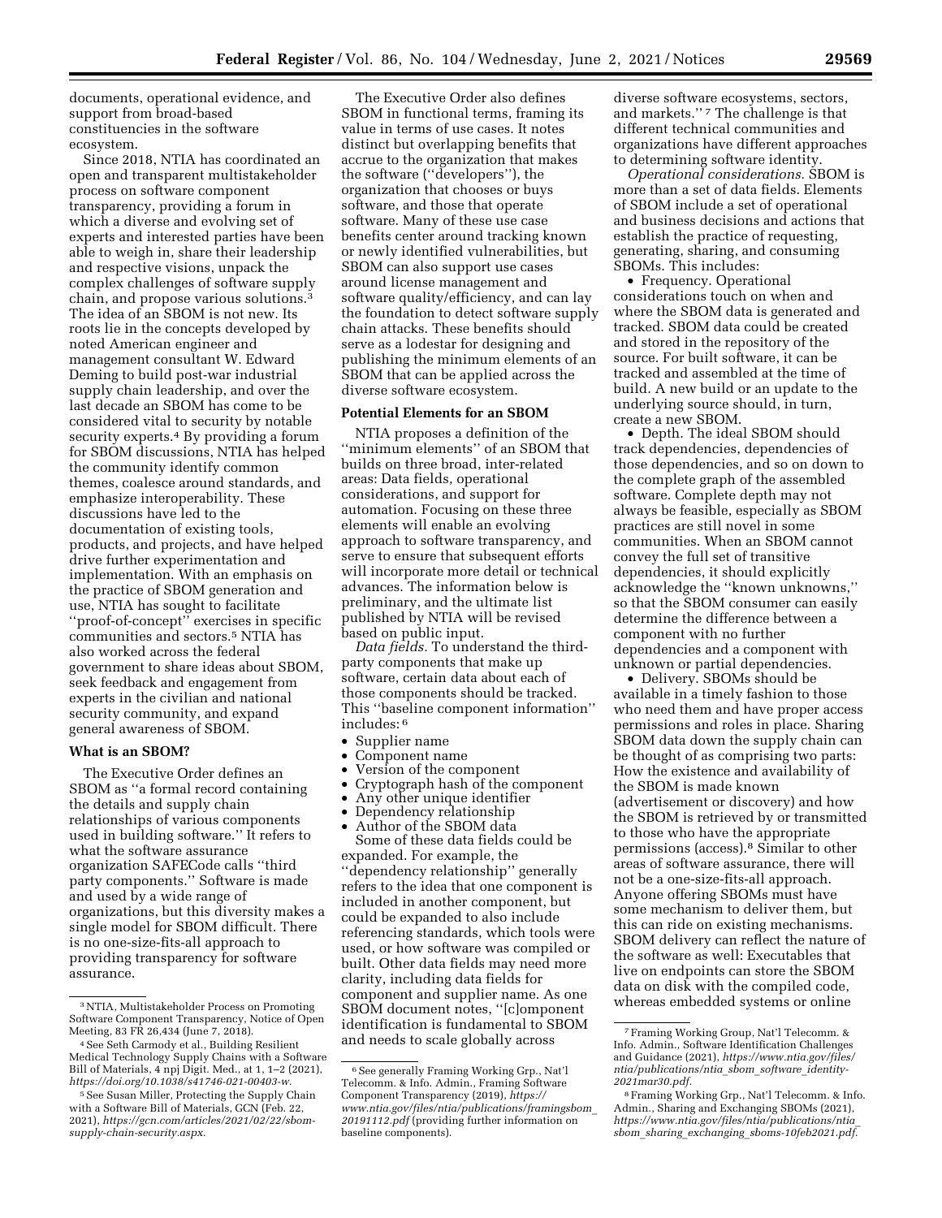documents, operational evidence, and support from broad-based constituencies in the software ecosystem.

Since 2018, NTIA has coordinated an open and transparent multistakeholder process on software component transparency, providing a forum in which a diverse and evolving set of experts and interested parties have been able to weigh in, share their leadership and respective visions, unpack the complex challenges of software supply chain, and propose various solutions.[3] The idea of an SBOM is not new. Its roots lie in the concepts developed by noted American engineer and management consultant W. Edward Deming to build post-war industrial supply chain leadership, and over the last decade an SBOM has come to be considered vital to security by notable security experts.[4] By providing a forum for SBOM discussions, NTIA has helped the community identify common themes, coalesce around standards, and emphasize interoperability. These discussions have led to the documentation of existing tools, products, and projects, and have helped drive further experimentation and implementation. With an emphasis on the practice of SBOM generation and use, NTIA has sought to facilitate ''proof-of-concept'' exercises in specific communities and sectors.[5] NTIA has also worked across the federal government to share ideas about SBOM, seek feedback and engagement from experts in the civilian and national security community, and expand general awareness of SBOM.

**What is an SBOM?**

The Executive Order defines an SBOM as ''a formal record containing the details and supply chain relationships of various components used in building software.'' It refers to what the software assurance organization SAFECode calls ''third party components.'' Software is made and used by a wide range of organizations, but this diversity makes a single model for SBOM difficult. There is no one-size-fits-all approach to providing transparency for software assurance.

The Executive Order also defines SBOM in functional terms, framing its value in terms of use cases. It notes distinct but overlapping benefits that accrue to the organization that makes the software (''developers''), the organization that chooses or buys software, and those that operate software. Many of these use case benefits center around tracking known or newly identified vulnerabilities, but SBOM can also support use cases around license management and software quality/efficiency, and can lay the foundation to detect software supply chain attacks. These benefits should serve as a lodestar for designing and publishing the minimum elements of an SBOM that can be applied across the diverse software ecosystem.

**Potential Elements for an SBOM**

NTIA proposes a definition of the ''minimum elements'' of an SBOM that builds on three broad, inter-related areas: Data fields, operational considerations, and support for automation. Focusing on these three elements will enable an evolving approach to software transparency, and serve to ensure that subsequent efforts will incorporate more detail or technical advances. The information below is preliminary, and the ultimate list published by NTIA will be revised based on public input.

*Data fields.* To understand the third-party components that make up software, certain data about each of those components should be tracked. This ''baseline component information'' includes:[6]

- Supplier name
- Component name
- Version of the component
- Cryptograph hash of the component
- Any other unique identifier
- Dependency relationship
- Author of the SBOM data

Some of these data fields could be expanded. For example, the ''dependency relationship'' generally refers to the idea that one component is included in another component, but could be expanded to also include referencing standards, which tools were used, or how software was compiled or built. Other data fields may need more clarity, including data fields for component and supplier name. As one SBOM document notes, ''[c]omponent identification is fundamental to SBOM and needs to scale globally across diverse software ecosystems, sectors, and markets.''[7] The challenge is that different technical communities and organizations have different approaches to determining software identity.

*Operational considerations.* SBOM is more than a set of data fields. Elements of SBOM include a set of operational and business decisions and actions that establish the practice of requesting, generating, sharing, and consuming SBOMs. This includes:

- Frequency. Operational considerations touch on when and where the SBOM data is generated and tracked. SBOM data could be created and stored in the repository of the source. For built software, it can be tracked and assembled at the time of build. A new build or an update to the underlying source should, in turn, create a new SBOM.
- Depth. The ideal SBOM should track dependencies, dependencies of those dependencies, and so on down to the complete graph of the assembled software. Complete depth may not always be feasible, especially as SBOM practices are still novel in some communities. When an SBOM cannot convey the full set of transitive dependencies, it should explicitly acknowledge the ''known unknowns,'' so that the SBOM consumer can easily determine the difference between a component with no further dependencies and a component with unknown or partial dependencies.
- Delivery. SBOMs should be available in a timely fashion to those who need them and have proper access permissions and roles in place. Sharing SBOM data down the supply chain can be thought of as comprising two parts: How the existence and availability of the SBOM is made known (advertisement or discovery) and how the SBOM is retrieved by or transmitted to those who have the appropriate permissions (access).[8] Similar to other areas of software assurance, there will not be a one-size-fits-all approach. Anyone offering SBOMs must have some mechanism to deliver them, but this can ride on existing mechanisms. SBOM delivery can reflect the nature of the software as well: Executables that live on endpoints can store the SBOM data on disk with the compiled code, whereas embedded systems or online

---

[3] NTIA, Multistakeholder Process on Promoting Software Component Transparency, Notice of Open Meeting, 83 FR 26,434 (June 7, 2018).

[4] See Seth Carmody et al., Building Resilient Medical Technology Supply Chains with a Software Bill of Materials, 4 npj Digit. Med., at 1, 1–2 (2021), *https://doi.org/10.1038/s41746-021-00403-w.*

[5] See Susan Miller, Protecting the Supply Chain with a Software Bill of Materials, GCN (Feb. 22, 2021), *https://gcn.com/articles/2021/02/22/sbom-supply-chain-security.aspx.*

[6] See generally Framing Working Grp., Nat'l Telecomm. & Info. Admin., Framing Software Component Transparency (2019), *https://www.ntia.gov/files/ntia/publications/framingsbom_20191112.pdf* (providing further information on baseline components).

[7] Framing Working Group, Nat'l Telecomm. & Info. Admin., Software Identification Challenges and Guidance (2021), *https://www.ntia.gov/files/ntia/publications/ntia_sbom_software_identity-2021mar30.pdf.*

[8] Framing Working Grp., Nat'l Telecomm. & Info. Admin., Sharing and Exchanging SBOMs (2021), *https://www.ntia.gov/files/ntia/publications/ntia_sbom_sharing_exchanging_sboms-10feb2021.pdf.*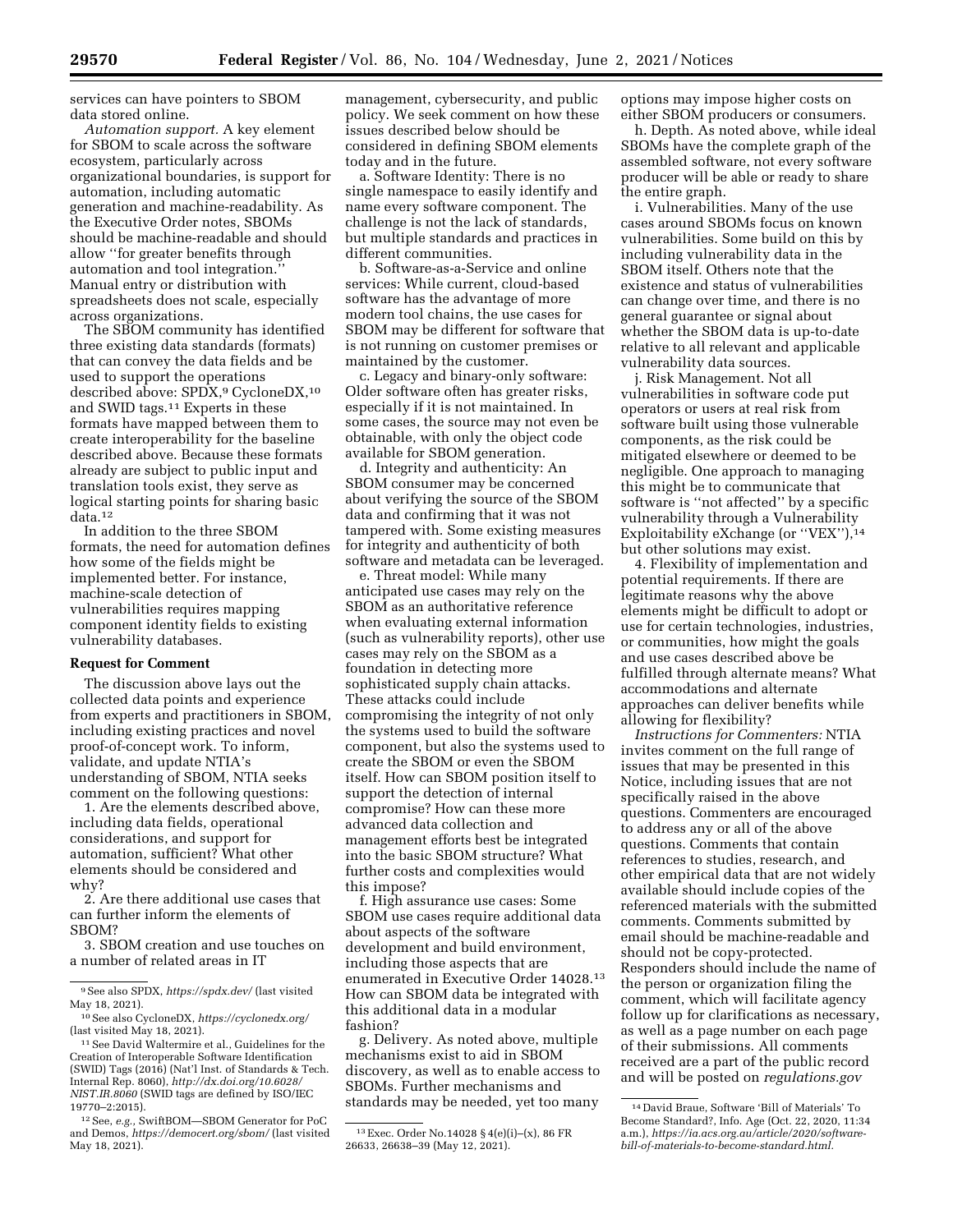services can have pointers to SBOM data stored online.

*Automation support.* A key element for SBOM to scale across the software ecosystem, particularly across organizational boundaries, is support for automation, including automatic generation and machine-readability. As the Executive Order notes, SBOMs should be machine-readable and should allow "for greater benefits through automation and tool integration." Manual entry or distribution with spreadsheets does not scale, especially across organizations.

The SBOM community has identified three existing data standards (formats) that can convey the data fields and be used to support the operations described above: SPDX,[9] CycloneDX,[10] and SWID tags.[11] Experts in these formats have mapped between them to create interoperability for the baseline described above. Because these formats already are subject to public input and translation tools exist, they serve as logical starting points for sharing basic data.[12]

In addition to the three SBOM formats, the need for automation defines how some of the fields might be implemented better. For instance, machine-scale detection of vulnerabilities requires mapping component identity fields to existing vulnerability databases.

## Request for Comment

The discussion above lays out the collected data points and experience from experts and practitioners in SBOM, including existing practices and novel proof-of-concept work. To inform, validate, and update NTIA's understanding of SBOM, NTIA seeks comment on the following questions:

1. Are the elements described above, including data fields, operational considerations, and support for automation, sufficient? What other elements should be considered and why?

2. Are there additional use cases that can further inform the elements of SBOM?

3. SBOM creation and use touches on a number of related areas in IT management, cybersecurity, and public policy. We seek comment on how these issues described below should be considered in defining SBOM elements today and in the future.

a. Software Identity: There is no single namespace to easily identify and name every software component. The challenge is not the lack of standards, but multiple standards and practices in different communities.

b. Software-as-a-Service and online services: While current, cloud-based software has the advantage of more modern tool chains, the use cases for SBOM may be different for software that is not running on customer premises or maintained by the customer.

c. Legacy and binary-only software: Older software often has greater risks, especially if it is not maintained. In some cases, the source may not even be obtainable, with only the object code available for SBOM generation.

d. Integrity and authenticity: An SBOM consumer may be concerned about verifying the source of the SBOM data and confirming that it was not tampered with. Some existing measures for integrity and authenticity of both software and metadata can be leveraged.

e. Threat model: While many anticipated use cases may rely on the SBOM as an authoritative reference when evaluating external information (such as vulnerability reports), other use cases may rely on the SBOM as a foundation in detecting more sophisticated supply chain attacks. These attacks could include compromising the integrity of not only the systems used to build the software component, but also the systems used to create the SBOM or even the SBOM itself. How can SBOM position itself to support the detection of internal compromise? How can these more advanced data collection and management efforts best be integrated into the basic SBOM structure? What further costs and complexities would this impose?

f. High assurance use cases: Some SBOM use cases require additional data about aspects of the software development and build environment, including those aspects that are enumerated in Executive Order 14028.[13] How can SBOM data be integrated with this additional data in a modular fashion?

g. Delivery. As noted above, multiple mechanisms exist to aid in SBOM discovery, as well as to enable access to SBOMs. Further mechanisms and standards may be needed, yet too many options may impose higher costs on either SBOM producers or consumers.

h. Depth. As noted above, while ideal SBOMs have the complete graph of the assembled software, not every software producer will be able or ready to share the entire graph.

i. Vulnerabilities. Many of the use cases around SBOMs focus on known vulnerabilities. Some build on this by including vulnerability data in the SBOM itself. Others note that the existence and status of vulnerabilities can change over time, and there is no general guarantee or signal about whether the SBOM data is up-to-date relative to all relevant and applicable vulnerability data sources.

j. Risk Management. Not all vulnerabilities in software code put operators or users at real risk from software built using those vulnerable components, as the risk could be mitigated elsewhere or deemed to be negligible. One approach to managing this might be to communicate that software is "not affected" by a specific vulnerability through a Vulnerability Exploitability eXchange (or "VEX"),[14] but other solutions may exist.

4. Flexibility of implementation and potential requirements. If there are legitimate reasons why the above elements might be difficult to adopt or use for certain technologies, industries, or communities, how might the goals and use cases described above be fulfilled through alternate means? What accommodations and alternate approaches can deliver benefits while allowing for flexibility?

*Instructions for Commenters:* NTIA invites comment on the full range of issues that may be presented in this Notice, including issues that are not specifically raised in the above questions. Commenters are encouraged to address any or all of the above questions. Comments that contain references to studies, research, and other empirical data that are not widely available should include copies of the referenced materials with the submitted comments. Comments submitted by email should be machine-readable and should not be copy-protected. Responders should include the name of the person or organization filing the comment, which will facilitate agency follow up for clarifications as necessary, as well as a page number on each page of their submissions. All comments received are a part of the public record and will be posted on *regulations.gov*

---

[9] See also SPDX, *https://spdx.dev/* (last visited May 18, 2021).

[10] See also CycloneDX, *https://cyclonedx.org/* (last visited May 18, 2021).

[11] See David Waltermire et al., Guidelines for the Creation of Interoperable Software Identification (SWID) Tags (2016) (Nat'l Inst. of Standards & Tech. Internal Rep. 8060), *http://dx.doi.org/10.6028/NIST.IR.8060* (SWID tags are defined by ISO/IEC 19770–2:2015).

[12] See, *e.g.,* SwiftBOM—SBOM Generator for PoC and Demos, *https://democert.org/sbom/* (last visited May 18, 2021).

[13] Exec. Order No.14028 § 4(e)(i)–(x), 86 FR 26633, 26638–39 (May 12, 2021).

[14] David Braue, Software 'Bill of Materials' To Become Standard?, Info. Age (Oct. 22, 2020, 11:34 a.m.), *https://ia.acs.org.au/article/2020/software-bill-of-materials-to-become-standard.html.*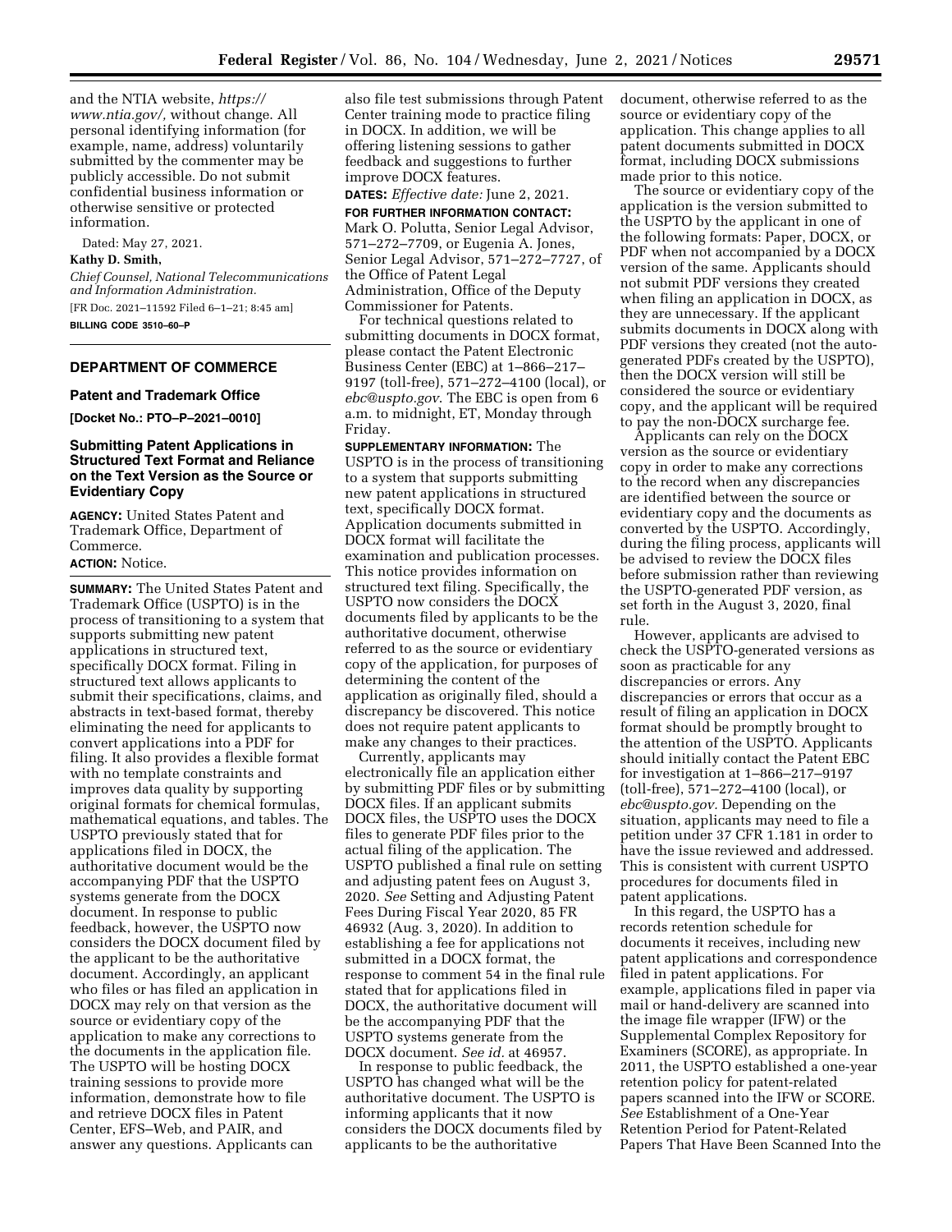and the NTIA website, *https://www.ntia.gov/,* without change. All personal identifying information (for example, name, address) voluntarily submitted by the commenter may be publicly accessible. Do not submit confidential business information or otherwise sensitive or protected information.

Dated: May 27, 2021.

**Kathy D. Smith,**

*Chief Counsel, National Telecommunications and Information Administration.*

[FR Doc. 2021–11592 Filed 6–1–21; 8:45 am]

**BILLING CODE 3510–60–P**

## DEPARTMENT OF COMMERCE

### Patent and Trademark Office

**[Docket No.: PTO–P–2021–0010]**

### Submitting Patent Applications in Structured Text Format and Reliance on the Text Version as the Source or Evidentiary Copy

**AGENCY:** United States Patent and Trademark Office, Department of Commerce.

**ACTION:** Notice.

**SUMMARY:** The United States Patent and Trademark Office (USPTO) is in the process of transitioning to a system that supports submitting new patent applications in structured text, specifically DOCX format. Filing in structured text allows applicants to submit their specifications, claims, and abstracts in text-based format, thereby eliminating the need for applicants to convert applications into a PDF for filing. It also provides a flexible format with no template constraints and improves data quality by supporting original formats for chemical formulas, mathematical equations, and tables. The USPTO previously stated that for applications filed in DOCX, the authoritative document would be the accompanying PDF that the USPTO systems generate from the DOCX document. In response to public feedback, however, the USPTO now considers the DOCX document filed by the applicant to be the authoritative document. Accordingly, an applicant who files or has filed an application in DOCX may rely on that version as the source or evidentiary copy of the application to make any corrections to the documents in the application file. The USPTO will be hosting DOCX training sessions to provide more information, demonstrate how to file and retrieve DOCX files in Patent Center, EFS–Web, and PAIR, and answer any questions. Applicants can also file test submissions through Patent Center training mode to practice filing in DOCX. In addition, we will be offering listening sessions to gather feedback and suggestions to further improve DOCX features.

**DATES:** *Effective date:* June 2, 2021.

**FOR FURTHER INFORMATION CONTACT:** Mark O. Polutta, Senior Legal Advisor, 571–272–7709, or Eugenia A. Jones, Senior Legal Advisor, 571–272–7727, of the Office of Patent Legal Administration, Office of the Deputy Commissioner for Patents.

For technical questions related to submitting documents in DOCX format, please contact the Patent Electronic Business Center (EBC) at 1–866–217–9197 (toll-free), 571–272–4100 (local), or *ebc@uspto.gov*. The EBC is open from 6 a.m. to midnight, ET, Monday through Friday.

**SUPPLEMENTARY INFORMATION:** The USPTO is in the process of transitioning to a system that supports submitting new patent applications in structured text, specifically DOCX format. Application documents submitted in DOCX format will facilitate the examination and publication processes. This notice provides information on structured text filing. Specifically, the USPTO now considers the DOCX documents filed by applicants to be the authoritative document, otherwise referred to as the source or evidentiary copy of the application, for purposes of determining the content of the application as originally filed, should a discrepancy be discovered. This notice does not require patent applicants to make any changes to their practices.

Currently, applicants may electronically file an application either by submitting PDF files or by submitting DOCX files. If an applicant submits DOCX files, the USPTO uses the DOCX files to generate PDF files prior to the actual filing of the application. The USPTO published a final rule on setting and adjusting patent fees on August 3, 2020. *See* Setting and Adjusting Patent Fees During Fiscal Year 2020, 85 FR 46932 (Aug. 3, 2020). In addition to establishing a fee for applications not submitted in a DOCX format, the response to comment 54 in the final rule stated that for applications filed in DOCX, the authoritative document will be the accompanying PDF that the USPTO systems generate from the DOCX document. *See id.* at 46957.

In response to public feedback, the USPTO has changed what will be the authoritative document. The USPTO is informing applicants that it now considers the DOCX documents filed by applicants to be the authoritative document, otherwise referred to as the source or evidentiary copy of the application. This change applies to all patent documents submitted in DOCX format, including DOCX submissions made prior to this notice.

The source or evidentiary copy of the application is the version submitted to the USPTO by the applicant in one of the following formats: Paper, DOCX, or PDF when not accompanied by a DOCX version of the same. Applicants should not submit PDF versions they created when filing an application in DOCX, as they are unnecessary. If the applicant submits documents in DOCX along with PDF versions they created (not the auto-generated PDFs created by the USPTO), then the DOCX version will still be considered the source or evidentiary copy, and the applicant will be required to pay the non-DOCX surcharge fee.

Applicants can rely on the DOCX version as the source or evidentiary copy in order to make any corrections to the record when any discrepancies are identified between the source or evidentiary copy and the documents as converted by the USPTO. Accordingly, during the filing process, applicants will be advised to review the DOCX files before submission rather than reviewing the USPTO-generated PDF version, as set forth in the August 3, 2020, final rule.

However, applicants are advised to check the USPTO-generated versions as soon as practicable for any discrepancies or errors. Any discrepancies or errors that occur as a result of filing an application in DOCX format should be promptly brought to the attention of the USPTO. Applicants should initially contact the Patent EBC for investigation at 1–866–217–9197 (toll-free), 571–272–4100 (local), or *ebc@uspto.gov.* Depending on the situation, applicants may need to file a petition under 37 CFR 1.181 in order to have the issue reviewed and addressed. This is consistent with current USPTO procedures for documents filed in patent applications.

In this regard, the USPTO has a records retention schedule for documents it receives, including new patent applications and correspondence filed in patent applications. For example, applications filed in paper via mail or hand-delivery are scanned into the image file wrapper (IFW) or the Supplemental Complex Repository for Examiners (SCORE), as appropriate. In 2011, the USPTO established a one-year retention policy for patent-related papers scanned into the IFW or SCORE. *See* Establishment of a One-Year Retention Period for Patent-Related Papers That Have Been Scanned Into the